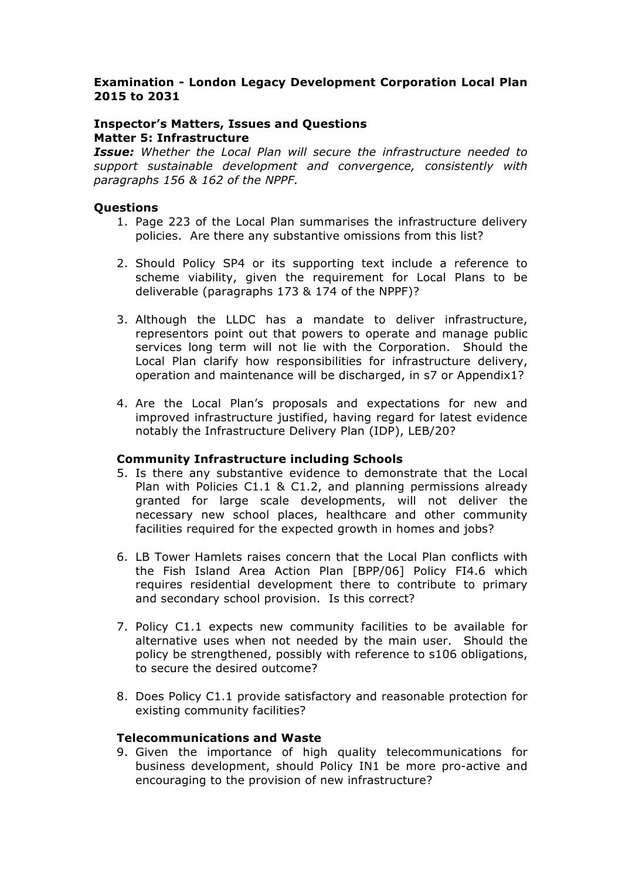**Examination - London Legacy Development Corporation Local Plan 2015 to 2031**

**Inspector's Matters, Issues and Questions**
**Matter 5: Infrastructure**

***Issue:*** *Whether the Local Plan will secure the infrastructure needed to support sustainable development and convergence, consistently with paragraphs 156 & 162 of the NPPF.*

**Questions**

1. Page 223 of the Local Plan summarises the infrastructure delivery policies. Are there any substantive omissions from this list?

2. Should Policy SP4 or its supporting text include a reference to scheme viability, given the requirement for Local Plans to be deliverable (paragraphs 173 & 174 of the NPPF)?

3. Although the LLDC has a mandate to deliver infrastructure, representors point out that powers to operate and manage public services long term will not lie with the Corporation. Should the Local Plan clarify how responsibilities for infrastructure delivery, operation and maintenance will be discharged, in s7 or Appendix1?

4. Are the Local Plan's proposals and expectations for new and improved infrastructure justified, having regard for latest evidence notably the Infrastructure Delivery Plan (IDP), LEB/20?

**Community Infrastructure including Schools**

5. Is there any substantive evidence to demonstrate that the Local Plan with Policies C1.1 & C1.2, and planning permissions already granted for large scale developments, will not deliver the necessary new school places, healthcare and other community facilities required for the expected growth in homes and jobs?

6. LB Tower Hamlets raises concern that the Local Plan conflicts with the Fish Island Area Action Plan [BPP/06] Policy FI4.6 which requires residential development there to contribute to primary and secondary school provision. Is this correct?

7. Policy C1.1 expects new community facilities to be available for alternative uses when not needed by the main user. Should the policy be strengthened, possibly with reference to s106 obligations, to secure the desired outcome?

8. Does Policy C1.1 provide satisfactory and reasonable protection for existing community facilities?

**Telecommunications and Waste**

9. Given the importance of high quality telecommunications for business development, should Policy IN1 be more pro-active and encouraging to the provision of new infrastructure?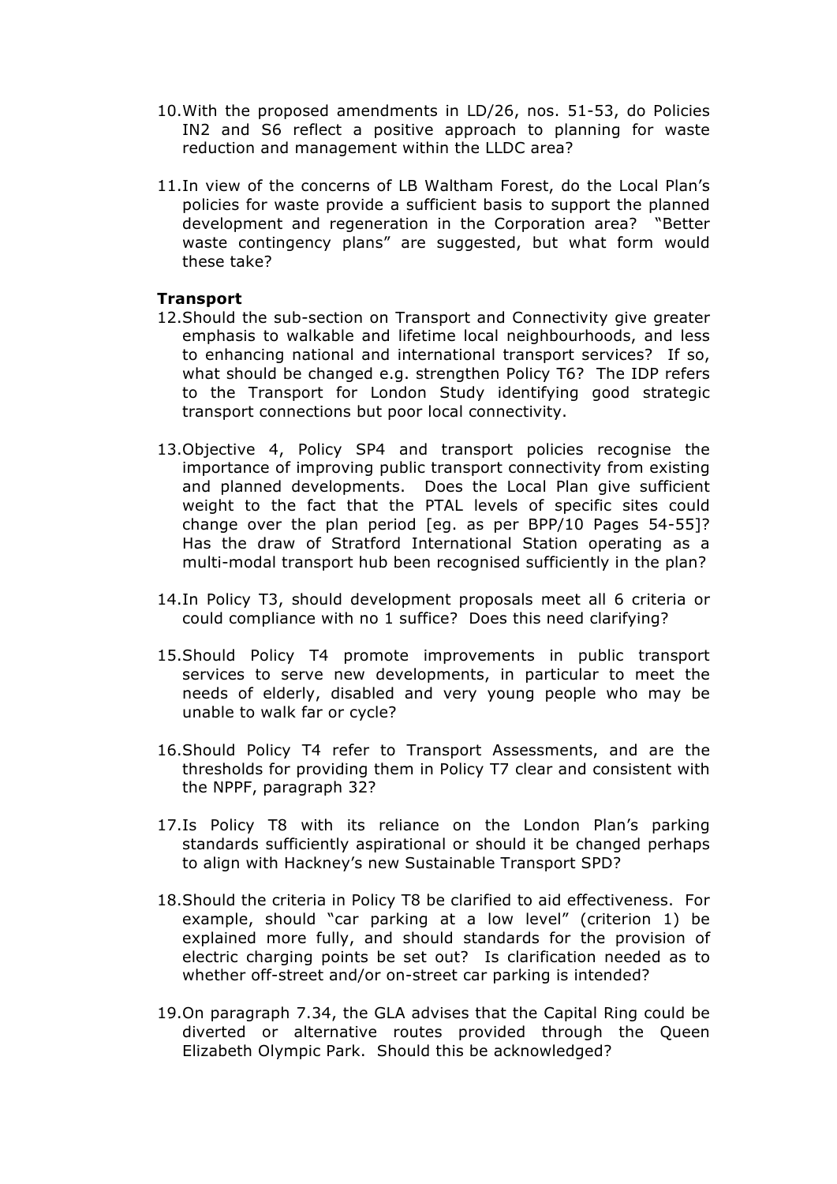10. With the proposed amendments in LD/26, nos. 51-53, do Policies IN2 and S6 reflect a positive approach to planning for waste reduction and management within the LLDC area?

11. In view of the concerns of LB Waltham Forest, do the Local Plan's policies for waste provide a sufficient basis to support the planned development and regeneration in the Corporation area? "Better waste contingency plans" are suggested, but what form would these take?

**Transport**

12. Should the sub-section on Transport and Connectivity give greater emphasis to walkable and lifetime local neighbourhoods, and less to enhancing national and international transport services? If so, what should be changed e.g. strengthen Policy T6? The IDP refers to the Transport for London Study identifying good strategic transport connections but poor local connectivity.

13. Objective 4, Policy SP4 and transport policies recognise the importance of improving public transport connectivity from existing and planned developments. Does the Local Plan give sufficient weight to the fact that the PTAL levels of specific sites could change over the plan period [eg. as per BPP/10 Pages 54-55]? Has the draw of Stratford International Station operating as a multi-modal transport hub been recognised sufficiently in the plan?

14. In Policy T3, should development proposals meet all 6 criteria or could compliance with no 1 suffice? Does this need clarifying?

15. Should Policy T4 promote improvements in public transport services to serve new developments, in particular to meet the needs of elderly, disabled and very young people who may be unable to walk far or cycle?

16. Should Policy T4 refer to Transport Assessments, and are the thresholds for providing them in Policy T7 clear and consistent with the NPPF, paragraph 32?

17. Is Policy T8 with its reliance on the London Plan's parking standards sufficiently aspirational or should it be changed perhaps to align with Hackney's new Sustainable Transport SPD?

18. Should the criteria in Policy T8 be clarified to aid effectiveness. For example, should "car parking at a low level" (criterion 1) be explained more fully, and should standards for the provision of electric charging points be set out? Is clarification needed as to whether off-street and/or on-street car parking is intended?

19. On paragraph 7.34, the GLA advises that the Capital Ring could be diverted or alternative routes provided through the Queen Elizabeth Olympic Park. Should this be acknowledged?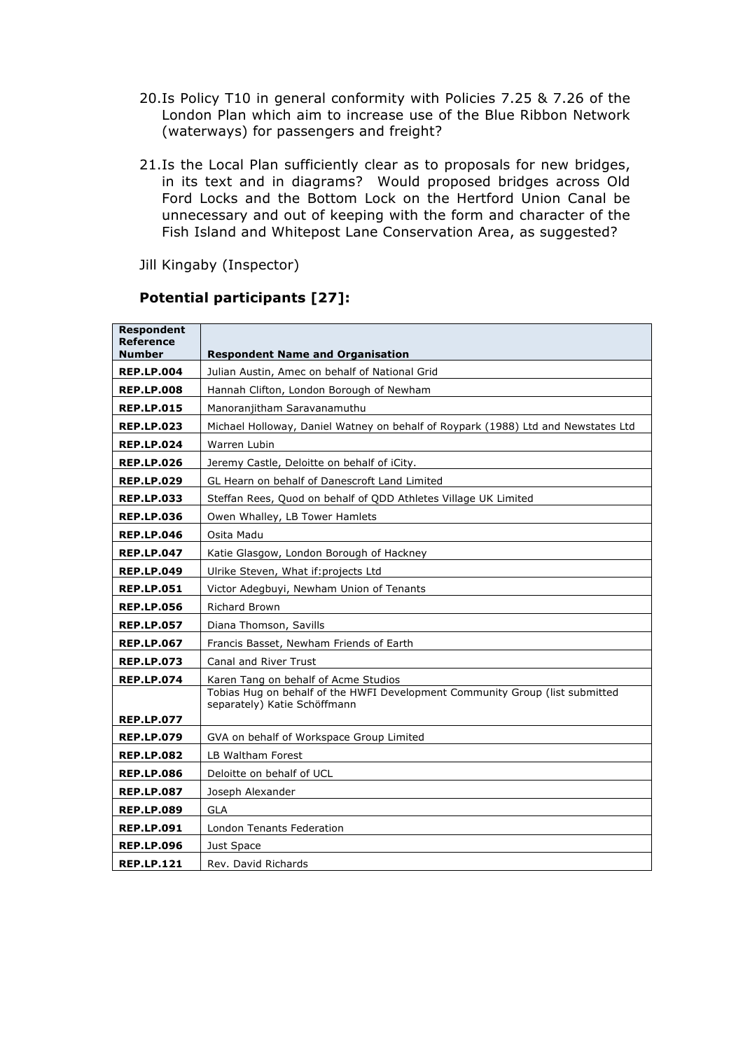20. Is Policy T10 in general conformity with Policies 7.25 & 7.26 of the London Plan which aim to increase use of the Blue Ribbon Network (waterways) for passengers and freight?

21. Is the Local Plan sufficiently clear as to proposals for new bridges, in its text and in diagrams? Would proposed bridges across Old Ford Locks and the Bottom Lock on the Hertford Union Canal be unnecessary and out of keeping with the form and character of the Fish Island and Whitepost Lane Conservation Area, as suggested?

Jill Kingaby (Inspector)

## Potential participants [27]:

| Respondent Reference Number | Respondent Name and Organisation |
|---|---|
| **REP.LP.004** | Julian Austin, Amec on behalf of National Grid |
| **REP.LP.008** | Hannah Clifton, London Borough of Newham |
| **REP.LP.015** | Manoranjitham Saravanamuthu |
| **REP.LP.023** | Michael Holloway, Daniel Watney on behalf of Roypark (1988) Ltd and Newstates Ltd |
| **REP.LP.024** | Warren Lubin |
| **REP.LP.026** | Jeremy Castle, Deloitte on behalf of iCity. |
| **REP.LP.029** | GL Hearn on behalf of Danescroft Land Limited |
| **REP.LP.033** | Steffan Rees, Quod on behalf of QDD Athletes Village UK Limited |
| **REP.LP.036** | Owen Whalley, LB Tower Hamlets |
| **REP.LP.046** | Osita Madu |
| **REP.LP.047** | Katie Glasgow, London Borough of Hackney |
| **REP.LP.049** | Ulrike Steven, What if:projects Ltd |
| **REP.LP.051** | Victor Adegbuyi, Newham Union of Tenants |
| **REP.LP.056** | Richard Brown |
| **REP.LP.057** | Diana Thomson, Savills |
| **REP.LP.067** | Francis Basset, Newham Friends of Earth |
| **REP.LP.073** | Canal and River Trust |
| **REP.LP.074** | Karen Tang on behalf of Acme Studios |
| **REP.LP.077** | Tobias Hug on behalf of the HWFI Development Community Group (list submitted separately) Katie Schöffmann |
| **REP.LP.079** | GVA on behalf of Workspace Group Limited |
| **REP.LP.082** | LB Waltham Forest |
| **REP.LP.086** | Deloitte on behalf of UCL |
| **REP.LP.087** | Joseph Alexander |
| **REP.LP.089** | GLA |
| **REP.LP.091** | London Tenants Federation |
| **REP.LP.096** | Just Space |
| **REP.LP.121** | Rev. David Richards |